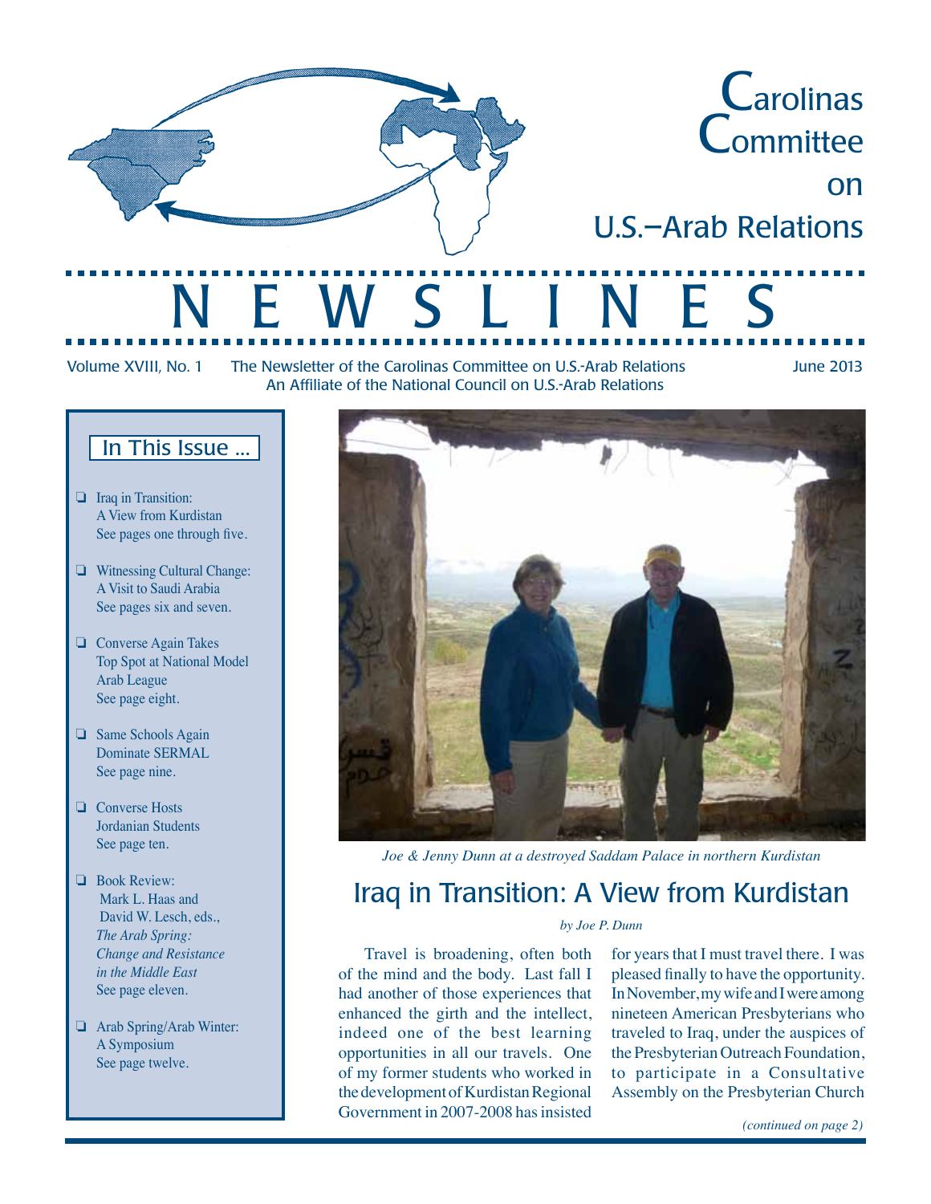# Carolinas Committee on U.S.–Arab Relations

# NEWSLINES

Volume XVIII, No. 1 — The Newsletter of the Carolinas Committee on U.S.-Arab Relations — June 2013

An Affiliate of the National Council on U.S.-Arab Relations

## In This Issue …

- Iraq in Transition: A View from Kurdistan
  See pages one through five.
- Witnessing Cultural Change: A Visit to Saudi Arabia
  See pages six and seven.
- Converse Again Takes Top Spot at National Model Arab League
  See page eight.
- Same Schools Again Dominate SERMAL
  See page nine.
- Converse Hosts Jordanian Students
  See page ten.
- Book Review: Mark L. Haas and David W. Lesch, eds., *The Arab Spring: Change and Resistance in the Middle East*
  See page eleven.
- Arab Spring/Arab Winter: A Symposium
  See page twelve.

*Joe & Jenny Dunn at a destroyed Saddam Palace in northern Kurdistan*

## Iraq in Transition: A View from Kurdistan

*by Joe P. Dunn*

Travel is broadening, often both of the mind and the body. Last fall I had another of those experiences that enhanced the girth and the intellect, indeed one of the best learning opportunities in all our travels. One of my former students who worked in the development of Kurdistan Regional Government in 2007-2008 has insisted for years that I must travel there. I was pleased finally to have the opportunity. In November, my wife and I were among nineteen American Presbyterians who traveled to Iraq, under the auspices of the Presbyterian Outreach Foundation, to participate in a Consultative Assembly on the Presbyterian Church

*(continued on page 2)*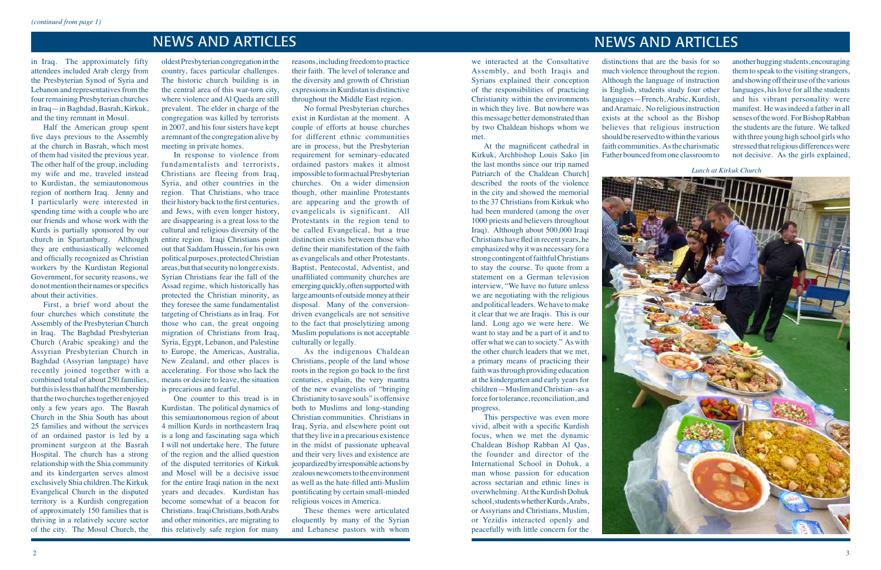*(continued from page 1)*

## NEWS AND ARTICLES

in Iraq. The approximately fifty attendees included Arab clergy from the Presbyterian Synod of Syria and Lebanon and representatives from the four remaining Presbyterian churches in Iraq—in Baghdad, Basrah, Kirkuk, and the tiny remnant in Mosul.

Half the American group spent five days previous to the Assembly at the church in Basrah, which most of them had visited the previous year. The other half of the group, including my wife and me, traveled instead to Kurdistan, the semiautonomous region of northern Iraq. Jenny and I particularly were interested in spending time with a couple who are our friends and whose work with the Kurds is partially sponsored by our church in Spartanburg. Although they are enthusiastically welcomed and officially recognized as Christian workers by the Kurdistan Regional Government, for security reasons, we do not mention their names or specifics about their activities.

First, a brief word about the four churches which constitute the Assembly of the Presbyterian Church in Iraq. The Baghdad Presbyterian Church (Arabic speaking) and the Assyrian Presbyterian Church in Baghdad (Assyrian language) have recently joined together with a combined total of about 250 families, but this is less than half the membership that the two churches together enjoyed only a few years ago. The Basrah Church in the Shia South has about 25 families and without the services of an ordained pastor is led by a prominent surgeon at the Basrah Hospital. The church has a strong relationship with the Shia community and its kindergarten serves almost exclusively Shia children. The Kirkuk Evangelical Church in the disputed territory is a Kurdish congregation of approximately 150 families that is thriving in a relatively secure sector of the city. The Mosul Church, the oldest Presbyterian congregation in the country, faces particular challenges. The historic church building is in the central area of this war-torn city, where violence and Al Qaeda are still prevalent. The elder in charge of the congregation was killed by terrorists in 2007, and his four sisters have kept a remnant of the congregation alive by meeting in private homes.

In response to violence from fundamentalists and terrorists, Christians are fleeing from Iraq, Syria, and other countries in the region. That Christians, who trace their history back to the first centuries, and Jews, with even longer history, are disappearing is a great loss to the cultural and religious diversity of the entire region. Iraqi Christians point out that Saddam Hussein, for his own political purposes, protected Christian areas, but that security no longer exists. Syrian Christians fear the fall of the Assad regime, which historically has protected the Christian minority, as they foresee the same fundamentalist targeting of Christians as in Iraq. For those who can, the great ongoing migration of Christians from Iraq, Syria, Egypt, Lebanon, and Palestine to Europe, the Americas, Australia, New Zealand, and other places is accelerating. For those who lack the means or desire to leave, the situation is precarious and fearful.

One counter to this tread is in Kurdistan. The political dynamics of this semiautonomous region of about 4 million Kurds in northeastern Iraq is a long and fascinating saga which I will not undertake here. The future of the region and the allied question of the disputed territories of Kirkuk and Mosel will be a decisive issue for the entire Iraqi nation in the next years and decades. Kurdistan has become somewhat of a beacon for Christians. Iraqi Christians, both Arabs and other minorities, are migrating to this relatively safe region for many reasons, including freedom to practice their faith. The level of tolerance and the diversity and growth of Christian expressions in Kurdistan is distinctive throughout the Middle East region.

No formal Presbyterian churches exist in Kurdistan at the moment. A couple of efforts at house churches for different ethnic communities are in process, but the Presbyterian requirement for seminary-educated ordained pastors makes it almost impossible to form actual Presbyterian churches. On a wider dimension though, other mainline Protestants are appearing and the growth of evangelicals is significant. All Protestants in the region tend to be called Evangelical, but a true distinction exists between those who define their manifestation of the faith as evangelicals and other Protestants. Baptist, Pentecostal, Adventist, and unaffiliated community churches are emerging quickly, often supported with large amounts of outside money at their disposal. Many of the conversion-driven evangelicals are not sensitive to the fact that proselytizing among Muslim populations is not acceptable culturally or legally.

As the indigenous Chaldean Christians, people of the land whose roots in the region go back to the first centuries, explain, the very mantra of the new evangelists of "bringing Christianity to save souls" is offensive both to Muslims and long-standing Christian communities. Christians in Iraq, Syria, and elsewhere point out that they live in a precarious existence in the midst of passionate upheaval and their very lives and existence are jeopardized by irresponsible actions by zealous newcomers to the environment as well as the hate-filled anti-Muslim pontificating by certain small-minded religious voices in America.

These themes were articulated eloquently by many of the Syrian and Lebanese pastors with whom we interacted at the Consultative Assembly, and both Iraqis and Syrians explained their conception of the responsibilities of practicing Christianity within the environments in which they live. But nowhere was this message better demonstrated than by two Chaldean bishops whom we met.

At the magnificent cathedral in Kirkuk, Archbishop Louis Sako [in the last months since our trip named Patriarch of the Chaldean Church] described the roots of the violence in the city and showed the memorial to the 37 Christians from Kirkuk who had been murdered (among the over 1000 priests and believers throughout Iraq). Although about 500,000 Iraqi Christians have fled in recent years, he emphasized why it was necessary for a strong contingent of faithful Christians to stay the course. To quote from a statement on a German television interview, "We have no future unless we are negotiating with the religious and political leaders. We have to make it clear that we are Iraqis. This is our land. Long ago we were here. We want to stay and be a part of it and to offer what we can to society." As with the other church leaders that we met, a primary means of practicing their faith was through providing education at the kindergarten and early years for children—Muslim and Christian--as a force for tolerance, reconciliation, and progress.

This perspective was even more vivid, albeit with a specific Kurdish focus, when we met the dynamic Chaldean Bishop Rabban Al Qas, the founder and director of the International School in Dohuk, a man whose passion for education across sectarian and ethnic lines is overwhelming. At the Kurdish Dohuk school, students whether Kurds, Arabs, or Assyrians and Christians, Muslim, or Yezidis interacted openly and peacefully with little concern for the distinctions that are the basis for so much violence throughout the region. Although the language of instruction is English, students study four other languages—French, Arabic, Kurdish, and Aramaic. No religious instruction exists at the school as the Bishop believes that religious instruction should be reserved to within the various faith communities. As the charismatic Father bounced from one classroom to another hugging students, encouraging them to speak to the visiting strangers, and showing off their use of the various languages, his love for all the students and his vibrant personality were manifest. He was indeed a father in all senses of the word. For Bishop Rabban the students are the future. We talked with three young high school girls who stressed that religious differences were not decisive. As the girls explained,

*Lunch at Kirkuk Church*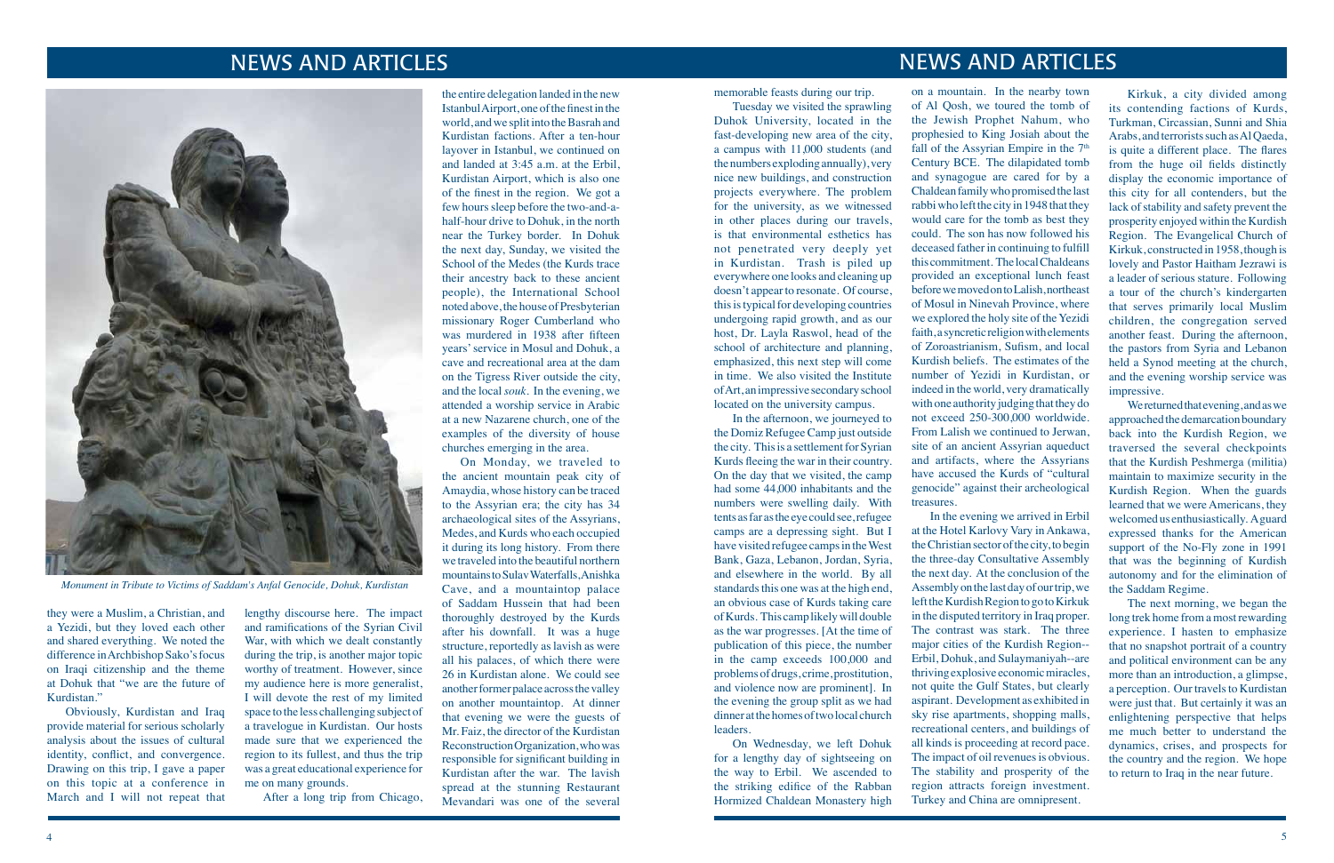*Monument in Tribute to Victims of Saddam's Anfal Genocide, Dohuk, Kurdistan*

they were a Muslim, a Christian, and a Yezidi, but they loved each other and shared everything. We noted the difference in Archbishop Sako's focus on Iraqi citizenship and the theme at Dohuk that "we are the future of Kurdistan."

Obviously, Kurdistan and Iraq provide material for serious scholarly analysis about the issues of cultural identity, conflict, and convergence. Drawing on this trip, I gave a paper on this topic at a conference in March and I will not repeat that lengthy discourse here. The impact and ramifications of the Syrian Civil War, with which we dealt constantly during the trip, is another major topic worthy of treatment. However, since my audience here is more generalist, I will devote the rest of my limited space to the less challenging subject of a travelogue in Kurdistan. Our hosts made sure that we experienced the region to its fullest, and thus the trip was a great educational experience for me on many grounds.

After a long trip from Chicago, the entire delegation landed in the new Istanbul Airport, one of the finest in the world, and we split into the Basrah and Kurdistan factions. After a ten-hour layover in Istanbul, we continued on and landed at 3:45 a.m. at the Erbil, Kurdistan Airport, which is also one of the finest in the region. We got a few hours sleep before the two-and-a-half-hour drive to Dohuk, in the north near the Turkey border. In Dohuk the next day, Sunday, we visited the School of the Medes (the Kurds trace their ancestry back to these ancient people), the International School noted above, the house of Presbyterian missionary Roger Cumberland who was murdered in 1938 after fifteen years' service in Mosul and Dohuk, a cave and recreational area at the dam on the Tigress River outside the city, and the local *souk*. In the evening, we attended a worship service in Arabic at a new Nazarene church, one of the examples of the diversity of house churches emerging in the area.

On Monday, we traveled to the ancient mountain peak city of Amaydia, whose history can be traced to the Assyrian era; the city has 34 archaeological sites of the Assyrians, Medes, and Kurds who each occupied it during its long history. From there we traveled into the beautiful northern mountains to Sulav Waterfalls, Anishka Cave, and a mountaintop palace of Saddam Hussein that had been thoroughly destroyed by the Kurds after his downfall. It was a huge structure, reportedly as lavish as were all his palaces, of which there were 26 in Kurdistan alone. We could see another former palace across the valley on another mountaintop. At dinner that evening we were the guests of Mr. Faiz, the director of the Kurdistan Reconstruction Organization, who was responsible for significant building in Kurdistan after the war. The lavish spread at the stunning Restaurant Mevandari was one of the several memorable feasts during our trip.

Tuesday we visited the sprawling Duhok University, located in the fast-developing new area of the city, a campus with 11,000 students (and the numbers exploding annually), very nice new buildings, and construction projects everywhere. The problem for the university, as we witnessed in other places during our travels, is that environmental esthetics has not penetrated very deeply yet in Kurdistan. Trash is piled up everywhere one looks and cleaning up doesn't appear to resonate. Of course, this is typical for developing countries undergoing rapid growth, and as our host, Dr. Layla Raswol, head of the school of architecture and planning, emphasized, this next step will come in time. We also visited the Institute of Art, an impressive secondary school located on the university campus.

In the afternoon, we journeyed to the Domiz Refugee Camp just outside the city. This is a settlement for Syrian Kurds fleeing the war in their country. On the day that we visited, the camp had some 44,000 inhabitants and the numbers were swelling daily. With tents as far as the eye could see, refugee camps are a depressing sight. But I have visited refugee camps in the West Bank, Gaza, Lebanon, Jordan, Syria, and elsewhere in the world. By all standards this one was at the high end, an obvious case of Kurds taking care of Kurds. This camp likely will double as the war progresses. [At the time of publication of this piece, the number in the camp exceeds 100,000 and problems of drugs, crime, prostitution, and violence now are prominent]. In the evening the group split as we had dinner at the homes of two local church leaders.

On Wednesday, we left Dohuk for a lengthy day of sightseeing on the way to Erbil. We ascended to the striking edifice of the Rabban Hormized Chaldean Monastery high on a mountain. In the nearby town of Al Qosh, we toured the tomb of the Jewish Prophet Nahum, who prophesied to King Josiah about the fall of the Assyrian Empire in the 7th Century BCE. The dilapidated tomb and synagogue are cared for by a Chaldean family who promised the last rabbi who left the city in 1948 that they would care for the tomb as best they could. The son has now followed his deceased father in continuing to fulfill this commitment. The local Chaldeans provided an exceptional lunch feast before we moved on to Lalish, northeast of Mosul in Ninevah Province, where we explored the holy site of the Yezidi faith, a syncretic religion with elements of Zoroastrianism, Sufism, and local Kurdish beliefs. The estimates of the number of Yezidi in Kurdistan, or indeed in the world, very dramatically with one authority judging that they do not exceed 250-300,000 worldwide. From Lalish we continued to Jerwan, site of an ancient Assyrian aqueduct and artifacts, where the Assyrians have accused the Kurds of "cultural genocide" against their archeological treasures.

In the evening we arrived in Erbil at the Hotel Karlovy Vary in Ankawa, the Christian sector of the city, to begin the three-day Consultative Assembly the next day. At the conclusion of the Assembly on the last day of our trip, we left the Kurdish Region to go to Kirkuk in the disputed territory in Iraq proper. The contrast was stark. The three major cities of the Kurdish Region--Erbil, Dohuk, and Sulaymaniyah--are thriving explosive economic miracles, not quite the Gulf States, but clearly aspirant. Development as exhibited in sky rise apartments, shopping malls, recreational centers, and buildings of all kinds is proceeding at record pace. The impact of oil revenues is obvious. The stability and prosperity of the region attracts foreign investment. Turkey and China are omnipresent.

Kirkuk, a city divided among its contending factions of Kurds, Turkman, Circassian, Sunni and Shia Arabs, and terrorists such as Al Qaeda, is quite a different place. The flares from the huge oil fields distinctly display the economic importance of this city for all contenders, but the lack of stability and safety prevent the prosperity enjoyed within the Kurdish Region. The Evangelical Church of Kirkuk, constructed in 1958, though is lovely and Pastor Haitham Jezrawi is a leader of serious stature. Following a tour of the church's kindergarten that serves primarily local Muslim children, the congregation served another feast. During the afternoon, the pastors from Syria and Lebanon held a Synod meeting at the church, and the evening worship service was impressive.

We returned that evening, and as we approached the demarcation boundary back into the Kurdish Region, we traversed the several checkpoints that the Kurdish Peshmerga (militia) maintain to maximize security in the Kurdish Region. When the guards learned that we were Americans, they welcomed us enthusiastically. A guard expressed thanks for the American support of the No-Fly zone in 1991 that was the beginning of Kurdish autonomy and for the elimination of the Saddam Regime.

The next morning, we began the long trek home from a most rewarding experience. I hasten to emphasize that no snapshot portrait of a country and political environment can be any more than an introduction, a glimpse, a perception. Our travels to Kurdistan were just that. But certainly it was an enlightening perspective that helps me much better to understand the dynamics, crises, and prospects for the country and the region. We hope to return to Iraq in the near future.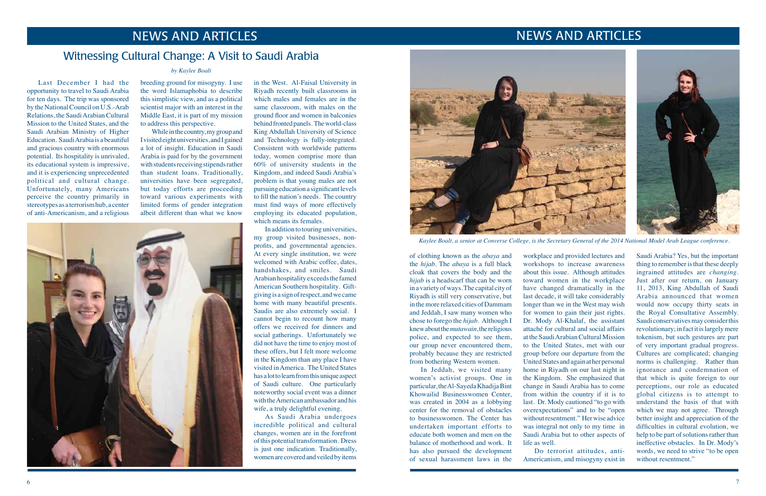# Witnessing Cultural Change: A Visit to Saudi Arabia

*by Kaylee Boalt*

Last December I had the opportunity to travel to Saudi Arabia for ten days. The trip was sponsored by the National Council on U.S.-Arab Relations, the Saudi Arabian Cultural Mission to the United States, and the Saudi Arabian Ministry of Higher Education. Saudi Arabia is a beautiful and gracious country with enormous potential. Its hospitality is unrivaled, its educational system is impressive, and it is experiencing unprecedented political and cultural change. Unfortunately, many Americans perceive the country primarily in stereotypes as a terrorism hub, a center of anti-Americanism, and a religious breeding ground for misogyny. I use the word Islamaphobia to describe this simplistic view, and as a political scientist major with an interest in the Middle East, it is part of my mission to address this perspective.

While in the country, my group and I visited eight universities, and I gained a lot of insight. Education in Saudi Arabia is paid for by the government with students receiving stipends rather than student loans. Traditionally, universities have been segregated, but today efforts are proceeding toward various experiments with limited forms of gender integration albeit different than what we know in the West. Al-Faisal University in Riyadh recently built classrooms in which males and females are in the same classroom, with males on the ground floor and women in balconies behind fronted panels. The world-class King Abdullah University of Science and Technology is fully-integrated. Consistent with worldwide patterns today, women comprise more than 60% of university students in the Kingdom, and indeed Saudi Arabia's problem is that young males are not pursuing education a significant levels to fill the nation's needs. The country must find ways of more effectively employing its educated population, which means its females.

In addition to touring universities, my group visited businesses, non-profits, and governmental agencies. At every single institution, we were welcomed with Arabic coffee, dates, handshakes, and smiles. Saudi Arabian hospitality exceeds the famed American Southern hospitality. Gift-giving is a sign of respect, and we came home with many beautiful presents. Saudis are also extremely social. I cannot begin to recount how many offers we received for dinners and social gatherings. Unfortunately we did not have the time to enjoy most of these offers, but I felt more welcome in the Kingdom than any place I have visited in America. The United States has a lot to learn from this unique aspect of Saudi culture. One particularly noteworthy social event was a dinner with the American ambassador and his wife, a truly delightful evening.

As Saudi Arabia undergoes incredible political and cultural changes, women are in the forefront of this potential transformation. Dress is just one indication. Traditionally, women are covered and veiled by items of clothing known as the *abaya* and the *hijab*. The *abaya* is a full black cloak that covers the body and the *hijab* is a headscarf that can be worn in a variety of ways. The capital city of Riyadh is still very conservative, but in the more relaxed cities of Dammam and Jeddah, I saw many women who chose to forego the *hijab*. Although I knew about the *mutawain*, the religious police, and expected to see them, our group never encountered them, probably because they are restricted from bothering Western women.

*Kaylee Boalt, a senior at Converse College, is the Secretary General of the 2014 National Model Arab League conference.*

In Jeddah, we visited many women's activist groups. One in particular, the Al-Sayeda Khadija Bint Khowailid Businesswomen Center, was created in 2004 as a lobbying center for the removal of obstacles to businesswomen. The Center has undertaken important efforts to educate both women and men on the balance of motherhood and work. It has also pursued the development of sexual harassment laws in the workplace and provided lectures and workshops to increase awareness about this issue. Although attitudes toward women in the workplace have changed dramatically in the last decade, it will take considerably longer than we in the West may wish for women to gain their just rights. Dr. Mody Al-Khalaf, the assistant attaché for cultural and social affairs at the Saudi Arabian Cultural Mission to the United States, met with our group before our departure from the United States and again at her personal home in Riyadh on our last night in the Kingdom. She emphasized that change in Saudi Arabia has to come from within the country if it is to last. Dr. Mody cautioned "to go with overexpectations" and to be "open without resentment." Her wise advice was integral not only to my time in Saudi Arabia but to other aspects of life as well.

Do terrorist attitudes, anti-Americanism, and misogyny exist in Saudi Arabia? Yes, but the important thing to remember is that these deeply ingrained attitudes are *changing*. Just after our return, on January 11, 2013, King Abdullah of Saudi Arabia announced that women would now occupy thirty seats in the Royal Consultative Assembly. Saudi conservatives may consider this revolutionary; in fact it is largely mere tokenism, but such gestures are part of very important gradual progress. Cultures are complicated; changing norms is challenging. Rather than ignorance and condemnation of that which is quite foreign to our perceptions, our role as educated global citizens is to attempt to understand the basis of that with which we may not agree. Through better insight and appreciation of the difficulties in cultural evolution, we help to be part of solutions rather than ineffective obstacles. In Dr. Mody's words, we need to strive "to be open without resentment."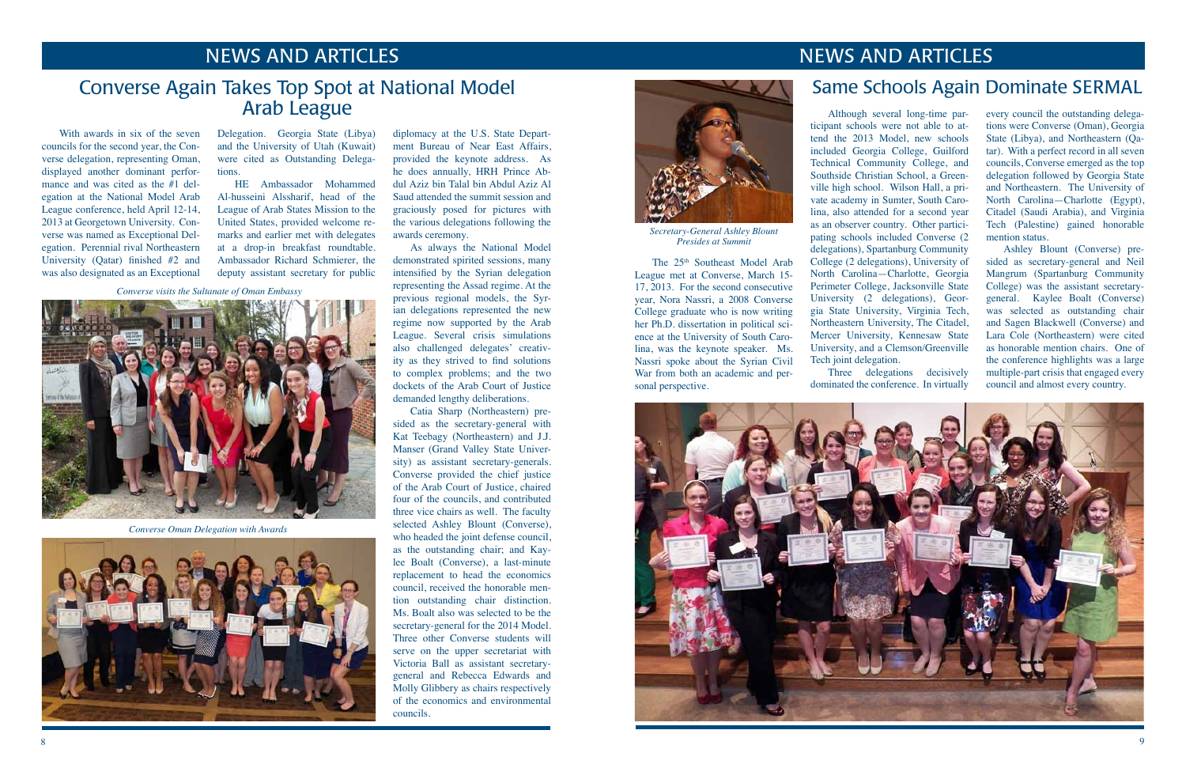# NEWS AND ARTICLES

## Converse Again Takes Top Spot at National Model Arab League

With awards in six of the seven councils for the second year, the Converse delegation, representing Oman, displayed another dominant performance and was cited as the #1 delegation at the National Model Arab League conference, held April 12-14, 2013 at Georgetown University. Converse was named as Exceptional Delegation. Perennial rival Northeastern University (Qatar) finished #2 and was also designated as an Exceptional Delegation. Georgia State (Libya) and the University of Utah (Kuwait) were cited as Outstanding Delegations.

HE Ambassador Mohammed Al-husseini Alssharif, head of the League of Arab States Mission to the United States, provided welcome remarks and earlier met with delegates at a drop-in breakfast roundtable. Ambassador Richard Schmierer, the deputy assistant secretary for public diplomacy at the U.S. State Department Bureau of Near East Affairs, provided the keynote address. As he does annually, HRH Prince Abdul Aziz bin Talal bin Abdul Aziz Al Saud attended the summit session and graciously posed for pictures with the various delegations following the awards ceremony.

As always the National Model demonstrated spirited sessions, many intensified by the Syrian delegation representing the Assad regime. At the previous regional models, the Syrian delegations represented the new regime now supported by the Arab League. Several crisis simulations also challenged delegates' creativity as they strived to find solutions to complex problems; and the two dockets of the Arab Court of Justice demanded lengthy deliberations.

Catia Sharp (Northeastern) presided as the secretary-general with Kat Teebagy (Northeastern) and J.J. Manser (Grand Valley State University) as assistant secretary-generals. Converse provided the chief justice of the Arab Court of Justice, chaired four of the councils, and contributed three vice chairs as well. The faculty selected Ashley Blount (Converse), who headed the joint defense council, as the outstanding chair; and Kaylee Boalt (Converse), a last-minute replacement to head the economics council, received the honorable mention outstanding chair distinction. Ms. Boalt also was selected to be the secretary-general for the 2014 Model. Three other Converse students will serve on the upper secretariat with Victoria Ball as assistant secretary-general and Rebecca Edwards and Molly Glibbery as chairs respectively of the economics and environmental councils.

*Converse visits the Sultanate of Oman Embassy*

*Converse Oman Delegation with Awards*

# NEWS AND ARTICLES

## Same Schools Again Dominate SERMAL

*Secretary-General Ashley Blount Presides at Summit*

The 25th Southeast Model Arab League met at Converse, March 15-17, 2013. For the second consecutive year, Nora Nassri, a 2008 Converse College graduate who is now writing her Ph.D. dissertation in political science at the University of South Carolina, was the keynote speaker. Ms. Nassri spoke about the Syrian Civil War from both an academic and personal perspective.

Although several long-time participant schools were not able to attend the 2013 Model, new schools included Georgia College, Guilford Technical Community College, and Southside Christian School, a Greenville high school. Wilson Hall, a private academy in Sumter, South Carolina, also attended for a second year as an observer country. Other participating schools included Converse (2 delegations), Spartanburg Community College (2 delegations), University of North Carolina—Charlotte, Georgia Perimeter College, Jacksonville State University (2 delegations), Georgia State University, Virginia Tech, Northeastern University, The Citadel, Mercer University, Kennesaw State University, and a Clemson/Greenville Tech joint delegation.

Three delegations decisively dominated the conference. In virtually every council the outstanding delegations were Converse (Oman), Georgia State (Libya), and Northeastern (Qatar). With a perfect record in all seven councils, Converse emerged as the top delegation followed by Georgia State and Northeastern. The University of North Carolina—Charlotte (Egypt), Citadel (Saudi Arabia), and Virginia Tech (Palestine) gained honorable mention status.

Ashley Blount (Converse) presided as secretary-general and Neil Mangrum (Spartanburg Community College) was the assistant secretary-general. Kaylee Boalt (Converse) was selected as outstanding chair and Sagen Blackwell (Converse) and Lara Cole (Northeastern) were cited as honorable mention chairs. One of the conference highlights was a large multiple-part crisis that engaged every council and almost every country.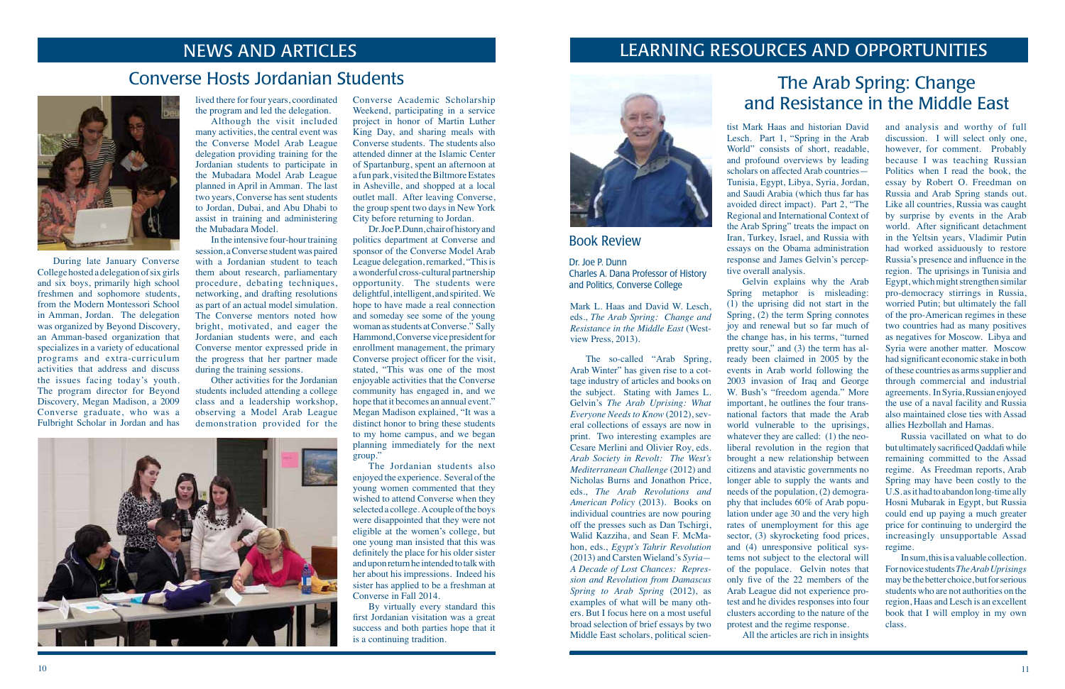# NEWS AND ARTICLES

## Converse Hosts Jordanian Students

During late January Converse College hosted a delegation of six girls and six boys, primarily high school freshmen and sophomore students, from the Modern Montessori School in Amman, Jordan. The delegation was organized by Beyond Discovery, an Amman-based organization that specializes in a variety of educational programs and extra-curriculum activities that address and discuss the issues facing today's youth. The program director for Beyond Discovery, Megan Madison, a 2009 Converse graduate, who was a Fulbright Scholar in Jordan and has lived there for four years, coordinated the program and led the delegation.

Although the visit included many activities, the central event was the Converse Model Arab League delegation providing training for the Jordanian students to participate in the Mubadara Model Arab League planned in April in Amman. The last two years, Converse has sent students to Jordan, Dubai, and Abu Dhabi to assist in training and administering the Mubadara Model.

In the intensive four-hour training session, a Converse student was paired with a Jordanian student to teach them about research, parliamentary procedure, debating techniques, networking, and drafting resolutions as part of an actual model simulation. The Converse mentors noted how bright, motivated, and eager the Jordanian students were, and each Converse mentor expressed pride in the progress that her partner made during the training sessions.

Other activities for the Jordanian students included attending a college class and a leadership workshop, observing a Model Arab League demonstration provided for the Converse Academic Scholarship Weekend, participating in a service project in honor of Martin Luther King Day, and sharing meals with Converse students. The students also attended dinner at the Islamic Center of Spartanburg, spent an afternoon at a fun park, visited the Biltmore Estates in Asheville, and shopped at a local outlet mall. After leaving Converse, the group spent two days in New York City before returning to Jordan.

Dr. Joe P. Dunn, chair of history and politics department at Converse and sponsor of the Converse Model Arab League delegation, remarked, "This is a wonderful cross-cultural partnership opportunity. The students were delightful, intelligent, and spirited. We hope to have made a real connection and someday see some of the young woman as students at Converse." Sally Hammond, Converse vice president for enrollment management, the primary Converse project officer for the visit, stated, "This was one of the most enjoyable activities that the Converse community has engaged in, and we hope that it becomes an annual event." Megan Madison explained, "It was a distinct honor to bring these students to my home campus, and we began planning immediately for the next group."

The Jordanian students also enjoyed the experience. Several of the young women commented that they wished to attend Converse when they selected a college. A couple of the boys were disappointed that they were not eligible at the women's college, but one young man insisted that this was definitely the place for his older sister and upon return he intended to talk with her about his impressions. Indeed his sister has applied to be a freshman at Converse in Fall 2014.

By virtually every standard this first Jordanian visitation was a great success and both parties hope that it is a continuing tradition.

# LEARNING RESOURCES AND OPPORTUNITIES

## The Arab Spring: Change and Resistance in the Middle East

### Book Review

Dr. Joe P. Dunn
Charles A. Dana Professor of History and Politics, Converse College

Mark L. Haas and David W. Lesch, eds., *The Arab Spring: Change and Resistance in the Middle East* (Westview Press, 2013).

The so-called "Arab Spring, Arab Winter" has given rise to a cottage industry of articles and books on the subject. Stating with James L. Gelvin's *The Arab Uprising: What Everyone Needs to Know* (2012), several collections of essays are now in print. Two interesting examples are Cesare Merlini and Olivier Roy, eds. *Arab Society in Revolt: The West's Mediterranean Challenge* (2012) and Nicholas Burns and Jonathon Price, eds., *The Arab Revolutions and American Policy* (2013). Books on individual countries are now pouring off the presses such as Dan Tschirgi, Walid Kazziha, and Sean F. McMahon, eds., *Egypt's Tahrir Revolution* (2013) and Carsten Wieland's *Syria—A Decade of Lost Chances: Repression and Revolution from Damascus Spring to Arab Spring* (2012), as examples of what will be many others. But I focus here on a most useful broad selection of brief essays by two Middle East scholars, political scientist Mark Haas and historian David Lesch. Part 1, "Spring in the Arab World" consists of short, readable, and profound overviews by leading scholars on affected Arab countries—Tunisia, Egypt, Libya, Syria, Jordan, and Saudi Arabia (which thus far has avoided direct impact). Part 2, "The Regional and International Context of the Arab Spring" treats the impact on Iran, Turkey, Israel, and Russia with essays on the Obama administration response and James Gelvin's perceptive overall analysis.

Gelvin explains why the Arab Spring metaphor is misleading: (1) the uprising did not start in the Spring, (2) the term Spring connotes joy and renewal but so far much of the change has, in his terms, "turned pretty sour," and (3) the term has already been claimed in 2005 by the events in Arab world following the 2003 invasion of Iraq and George W. Bush's "freedom agenda." More important, he outlines the four transnational factors that made the Arab world vulnerable to the uprisings, whatever they are called: (1) the neoliberal revolution in the region that brought a new relationship between citizens and atavistic governments no longer able to supply the wants and needs of the population, (2) demography that includes 60% of Arab population under age 30 and the very high rates of unemployment for this age sector, (3) skyrocketing food prices, and (4) unresponsive political systems not subject to the electoral will of the populace. Gelvin notes that only five of the 22 members of the Arab League did not experience protest and he divides responses into four clusters according to the nature of the protest and the regime response.

All the articles are rich in insights and analysis and worthy of full discussion. I will select only one, however, for comment. Probably because I was teaching Russian Politics when I read the book, the essay by Robert O. Freedman on Russia and Arab Spring stands out. Like all countries, Russia was caught by surprise by events in the Arab world. After significant detachment in the Yeltsin years, Vladimir Putin had worked assiduously to restore Russia's presence and influence in the region. The uprisings in Tunisia and Egypt, which might strengthen similar pro-democracy stirrings in Russia, worried Putin; but ultimately the fall of the pro-American regimes in these two countries had as many positives as negatives for Moscow. Libya and Syria were another matter. Moscow had significant economic stake in both of these countries as arms supplier and through commercial and industrial agreements. In Syria, Russian enjoyed the use of a naval facility and Russia also maintained close ties with Assad allies Hezbollah and Hamas.

Russia vacillated on what to do but ultimately sacrificed Qaddafi while remaining committed to the Assad regime. As Freedman reports, Arab Spring may have been costly to the U.S. as it had to abandon long-time ally Hosni Mubarak in Egypt, but Russia could end up paying a much greater price for continuing to undergird the increasingly unsupportable Assad regime.

In sum, this is a valuable collection. For novice students *The Arab Uprisings* may be the better choice, but for serious students who are not authorities on the region, Haas and Lesch is an excellent book that I will employ in my own class.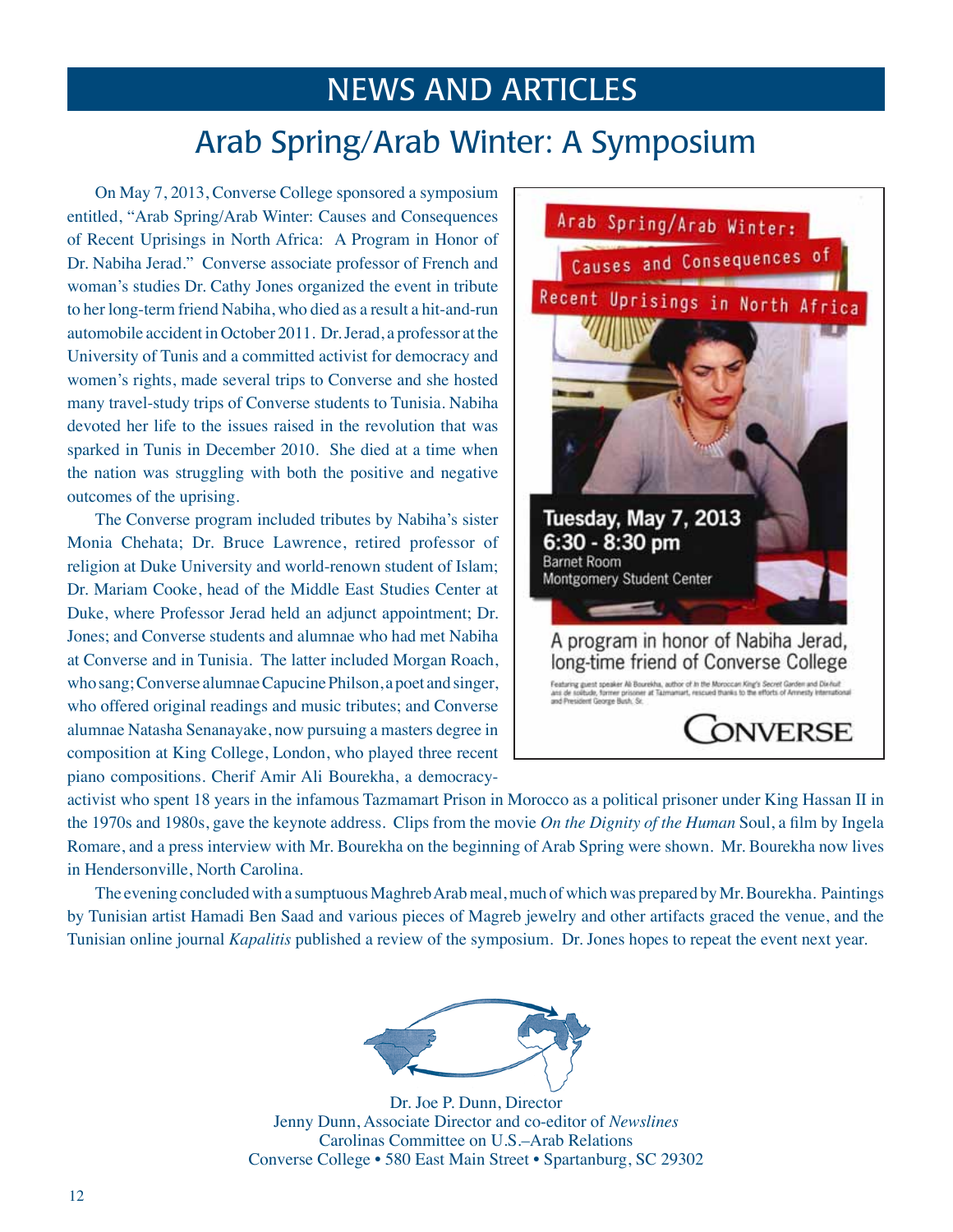# NEWS AND ARTICLES

## Arab Spring/Arab Winter: A Symposium

On May 7, 2013, Converse College sponsored a symposium entitled, "Arab Spring/Arab Winter: Causes and Consequences of Recent Uprisings in North Africa: A Program in Honor of Dr. Nabiha Jerad." Converse associate professor of French and woman's studies Dr. Cathy Jones organized the event in tribute to her long-term friend Nabiha, who died as a result a hit-and-run automobile accident in October 2011. Dr. Jerad, a professor at the University of Tunis and a committed activist for democracy and women's rights, made several trips to Converse and she hosted many travel-study trips of Converse students to Tunisia. Nabiha devoted her life to the issues raised in the revolution that was sparked in Tunis in December 2010. She died at a time when the nation was struggling with both the positive and negative outcomes of the uprising.

Arab Spring/Arab Winter:
Causes and Consequences of
Recent Uprisings in North Africa

Tuesday, May 7, 2013
6:30 - 8:30 pm
Barnet Room
Montgomery Student Center

A program in honor of Nabiha Jerad, long-time friend of Converse College

Featuring guest speaker Ali Bourekha, author of In the Moroccan King's Secret Garden and Dix-huit ans de solitude, former prisoner at Tazmamart, rescued thanks to the efforts of Amnesty International and President George Bush, Sr.

CONVERSE

The Converse program included tributes by Nabiha's sister Monia Chehata; Dr. Bruce Lawrence, retired professor of religion at Duke University and world-renown student of Islam; Dr. Mariam Cooke, head of the Middle East Studies Center at Duke, where Professor Jerad held an adjunct appointment; Dr. Jones; and Converse students and alumnae who had met Nabiha at Converse and in Tunisia. The latter included Morgan Roach, who sang; Converse alumnae Capucine Philson, a poet and singer, who offered original readings and music tributes; and Converse alumnae Natasha Senanayake, now pursuing a masters degree in composition at King College, London, who played three recent piano compositions. Cherif Amir Ali Bourekha, a democracy-activist who spent 18 years in the infamous Tazmamart Prison in Morocco as a political prisoner under King Hassan II in the 1970s and 1980s, gave the keynote address. Clips from the movie *On the Dignity of the Human* Soul, a film by Ingela Romare, and a press interview with Mr. Bourekha on the beginning of Arab Spring were shown. Mr. Bourekha now lives in Hendersonville, North Carolina.

The evening concluded with a sumptuous Maghreb Arab meal, much of which was prepared by Mr. Bourekha. Paintings by Tunisian artist Hamadi Ben Saad and various pieces of Magreb jewelry and other artifacts graced the venue, and the Tunisian online journal *Kapalitis* published a review of the symposium. Dr. Jones hopes to repeat the event next year.

Dr. Joe P. Dunn, Director
Jenny Dunn, Associate Director and co-editor of *Newslines*
Carolinas Committee on U.S.–Arab Relations
Converse College • 580 East Main Street • Spartanburg, SC 29302